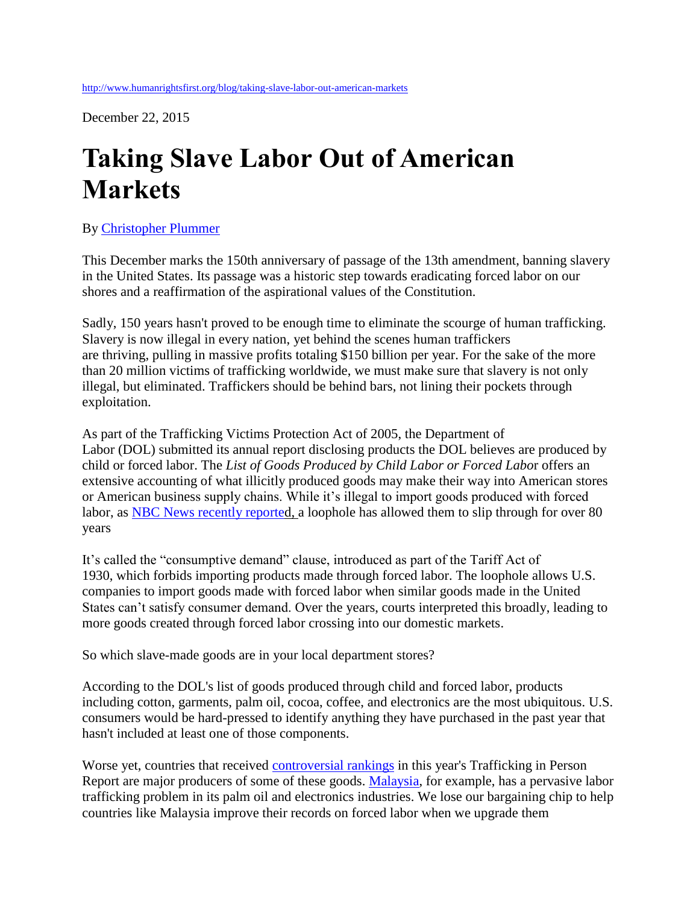http://www.humanrightsfirst.org/blog/taking-slave-labor-out-american-markets

December 22, 2015

# Taking Slave Labor Out of American Markets

By Christopher Plummer

This December marks the 150th anniversary of passage of the 13th amendment, banning slavery in the United States. Its passage was a historic step towards eradicating forced labor on our shores and a reaffirmation of the aspirational values of the Constitution.

Sadly, 150 years hasn't proved to be enough time to eliminate the scourge of human trafficking. Slavery is now illegal in every nation, yet behind the scenes human traffickers are thriving, pulling in massive profits totaling $150 billion per year. For the sake of the more than 20 million victims of trafficking worldwide, we must make sure that slavery is not only illegal, but eliminated. Traffickers should be behind bars, not lining their pockets through exploitation.

As part of the Trafficking Victims Protection Act of 2005, the Department of Labor (DOL) submitted its annual report disclosing products the DOL believes are produced by child or forced labor. The *List of Goods Produced by Child Labor or Forced Labo*r offers an extensive accounting of what illicitly produced goods may make their way into American stores or American business supply chains. While it's illegal to import goods produced with forced labor, as NBC News recently reported, a loophole has allowed them to slip through for over 80 years

It's called the "consumptive demand" clause, introduced as part of the Tariff Act of 1930, which forbids importing products made through forced labor. The loophole allows U.S. companies to import goods made with forced labor when similar goods made in the United States can't satisfy consumer demand. Over the years, courts interpreted this broadly, leading to more goods created through forced labor crossing into our domestic markets.

So which slave-made goods are in your local department stores?

According to the DOL's list of goods produced through child and forced labor, products including cotton, garments, palm oil, cocoa, coffee, and electronics are the most ubiquitous. U.S. consumers would be hard-pressed to identify anything they have purchased in the past year that hasn't included at least one of those components.

Worse yet, countries that received controversial rankings in this year's Trafficking in Person Report are major producers of some of these goods. Malaysia, for example, has a pervasive labor trafficking problem in its palm oil and electronics industries. We lose our bargaining chip to help countries like Malaysia improve their records on forced labor when we upgrade them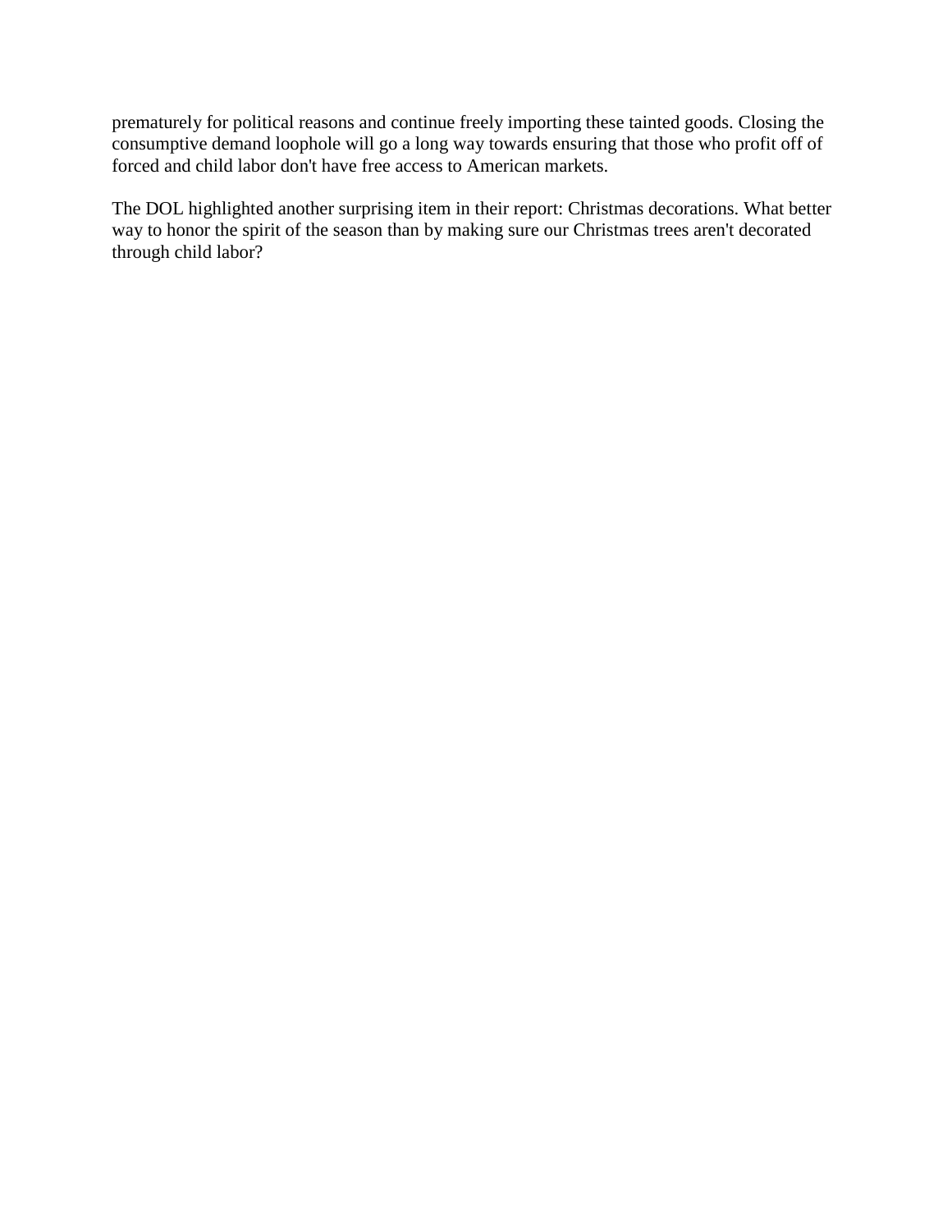prematurely for political reasons and continue freely importing these tainted goods. Closing the consumptive demand loophole will go a long way towards ensuring that those who profit off of forced and child labor don't have free access to American markets.

The DOL highlighted another surprising item in their report: Christmas decorations. What better way to honor the spirit of the season than by making sure our Christmas trees aren't decorated through child labor?